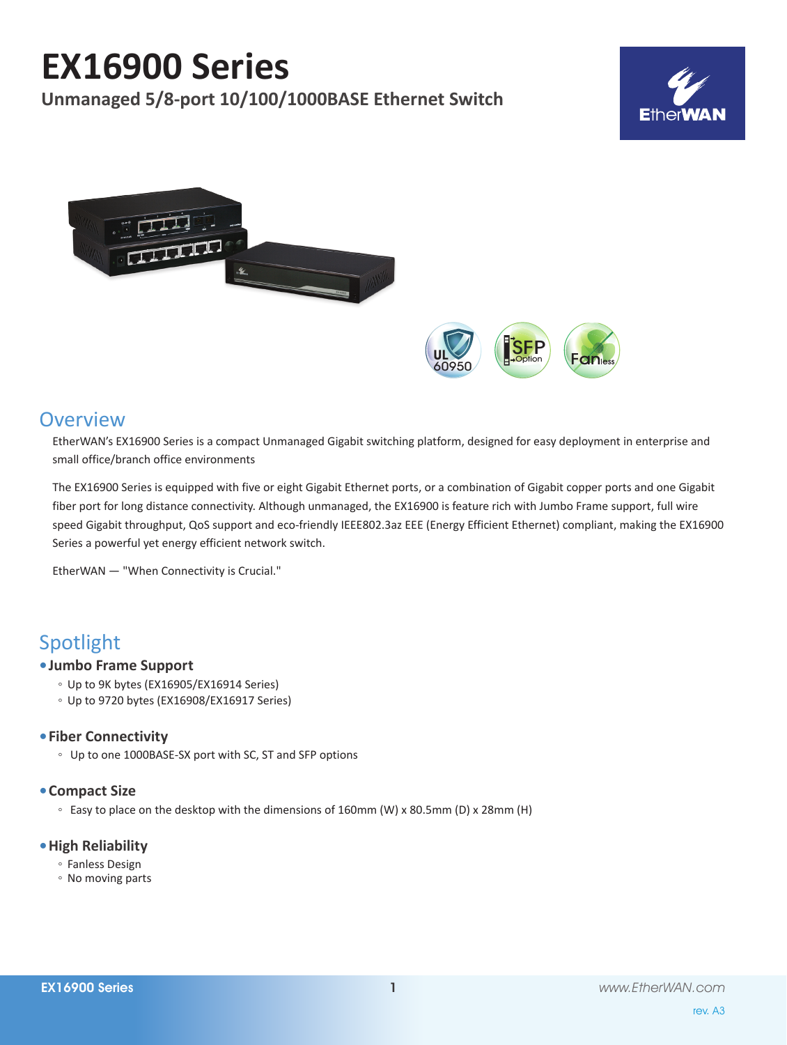# EX16900 Series

## Unmanaged 5/8-port 10/100/1000BASE Ethernet Switch

## Overview

EtherWAN's EX16900 Series is a compact Unmanaged Gigabit switching platform, designed for easy deployment in enterprise and small office/branch office environments

The EX16900 Series is equipped with five or eight Gigabit Ethernet ports, or a combination of Gigabit copper ports and one Gigabit fiber port for long distance connectivity. Although unmanaged, the EX16900 is feature rich with Jumbo Frame support, full wire speed Gigabit throughput, QoS support and eco-friendly IEEE802.3az EEE (Energy Efficient Ethernet) compliant, making the EX16900 Series a powerful yet energy efficient network switch.

EtherWAN — "When Connectivity is Crucial."

## Spotlight

- **Jumbo Frame Support**
  - Up to 9K bytes (EX16905/EX16914 Series)
  - Up to 9720 bytes (EX16908/EX16917 Series)
- **Fiber Connectivity**
  - Up to one 1000BASE-SX port with SC, ST and SFP options
- **Compact Size**
  - Easy to place on the desktop with the dimensions of 160mm (W) x 80.5mm (D) x 28mm (H)
- **High Reliability**
  - Fanless Design
  - No moving parts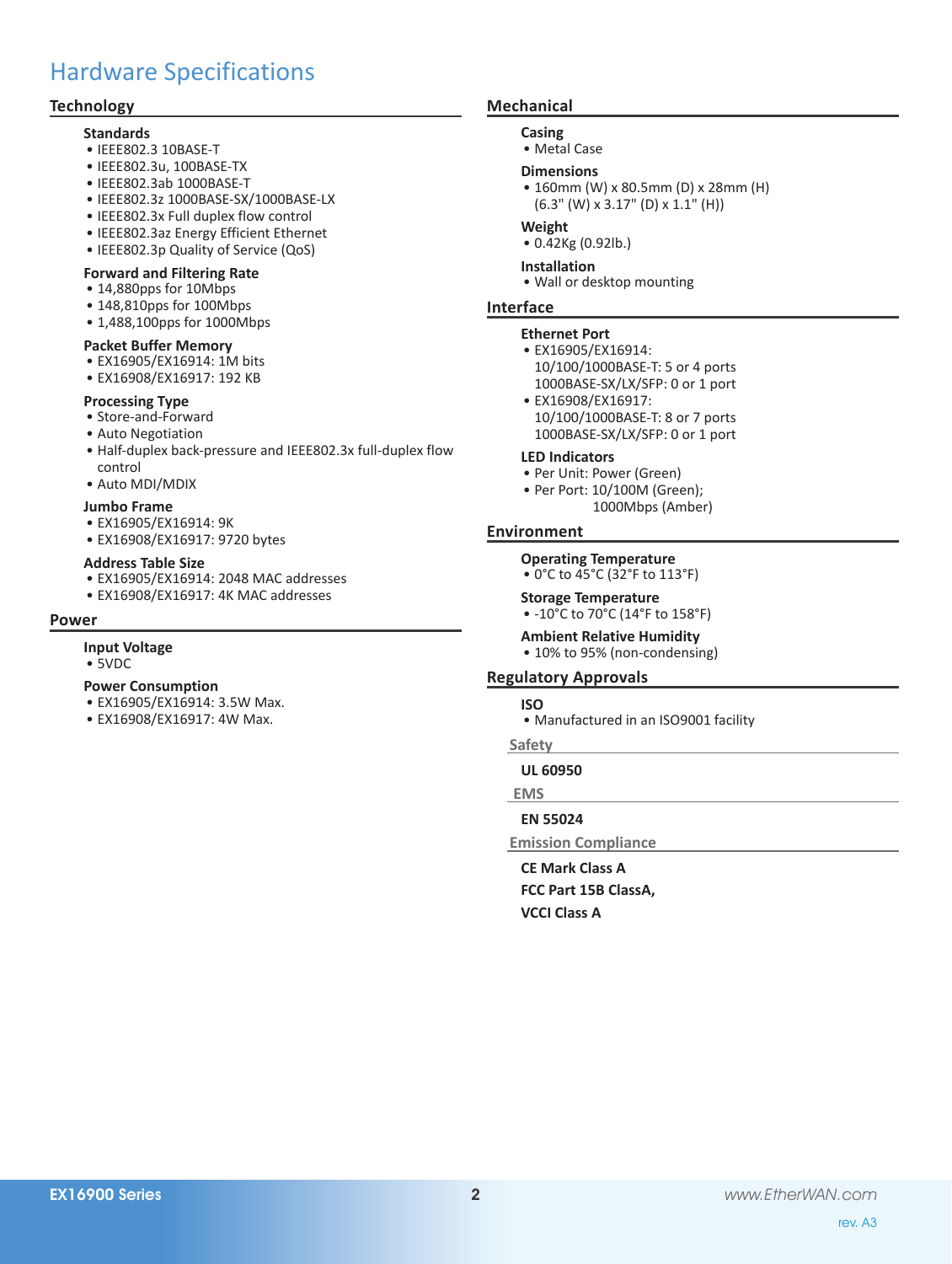# Hardware Specifications

## Technology

### Standards

- IEEE802.3 10BASE-T
- IEEE802.3u, 100BASE-TX
- IEEE802.3ab 1000BASE-T
- IEEE802.3z 1000BASE-SX/1000BASE-LX
- IEEE802.3x Full duplex flow control
- IEEE802.3az Energy Efficient Ethernet
- IEEE802.3p Quality of Service (QoS)

### Forward and Filtering Rate

- 14,880pps for 10Mbps
- 148,810pps for 100Mbps
- 1,488,100pps for 1000Mbps

### Packet Buffer Memory

- EX16905/EX16914: 1M bits
- EX16908/EX16917: 192 KB

### Processing Type

- Store-and-Forward
- Auto Negotiation
- Half-duplex back-pressure and IEEE802.3x full-duplex flow control
- Auto MDI/MDIX

### Jumbo Frame

- EX16905/EX16914: 9K
- EX16908/EX16917: 9720 bytes

### Address Table Size

- EX16905/EX16914: 2048 MAC addresses
- EX16908/EX16917: 4K MAC addresses

## Power

### Input Voltage

- 5VDC

### Power Consumption

- EX16905/EX16914: 3.5W Max.
- EX16908/EX16917: 4W Max.

## Mechanical

### Casing

- Metal Case

### Dimensions

- 160mm (W) x 80.5mm (D) x 28mm (H)
  (6.3" (W) x 3.17" (D) x 1.1" (H))

### Weight

- 0.42Kg (0.92lb.)

### Installation

- Wall or desktop mounting

## Interface

### Ethernet Port

- EX16905/EX16914:
  10/100/1000BASE-T: 5 or 4 ports
  1000BASE-SX/LX/SFP: 0 or 1 port
- EX16908/EX16917:
  10/100/1000BASE-T: 8 or 7 ports
  1000BASE-SX/LX/SFP: 0 or 1 port

### LED Indicators

- Per Unit: Power (Green)
- Per Port: 10/100M (Green);
  1000Mbps (Amber)

## Environment

### Operating Temperature

- 0°C to 45°C (32°F to 113°F)

### Storage Temperature

- -10°C to 70°C (14°F to 158°F)

### Ambient Relative Humidity

- 10% to 95% (non-condensing)

## Regulatory Approvals

### ISO

- Manufactured in an ISO9001 facility

### Safety

**UL 60950**

### EMS

**EN 55024**

### Emission Compliance

**CE Mark Class A**

**FCC Part 15B ClassA,**

**VCCI Class A**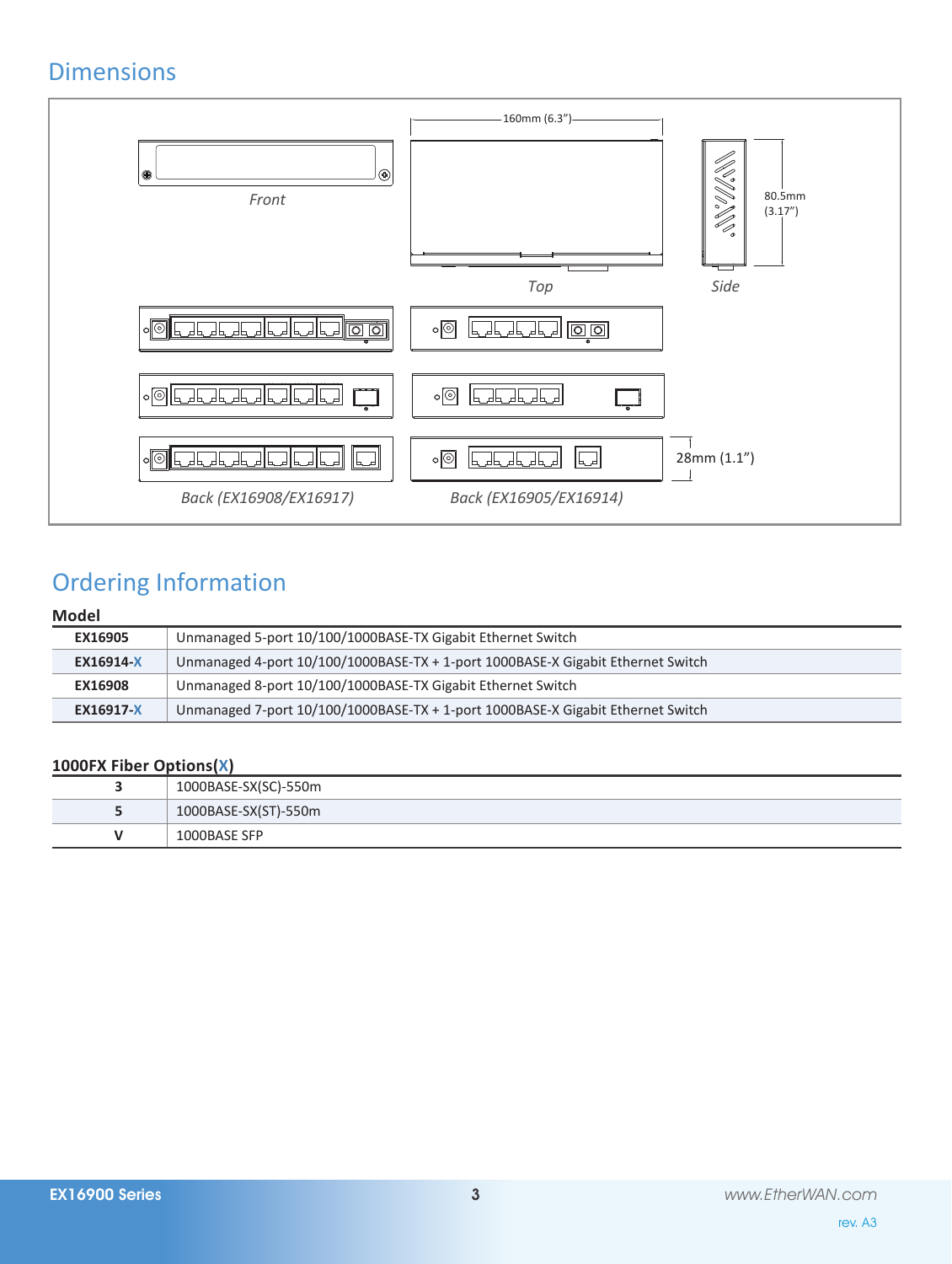## Dimensions

160mm (6.3")

80.5mm (3.17")

28mm (1.1")

Front

Top

Side

Back (EX16908/EX16917)

Back (EX16905/EX16914)

## Ordering Information

**Model**

| | |
|---|---|
| **EX16905** | Unmanaged 5-port 10/100/1000BASE-TX Gigabit Ethernet Switch |
| **EX16914-X** | Unmanaged 4-port 10/100/1000BASE-TX + 1-port 1000BASE-X Gigabit Ethernet Switch |
| **EX16908** | Unmanaged 8-port 10/100/1000BASE-TX Gigabit Ethernet Switch |
| **EX16917-X** | Unmanaged 7-port 10/100/1000BASE-TX + 1-port 1000BASE-X Gigabit Ethernet Switch |

**1000FX Fiber Options(X)**

| | |
|---|---|
| **3** | 1000BASE-SX(SC)-550m |
| **5** | 1000BASE-SX(ST)-550m |
| **V** | 1000BASE SFP |